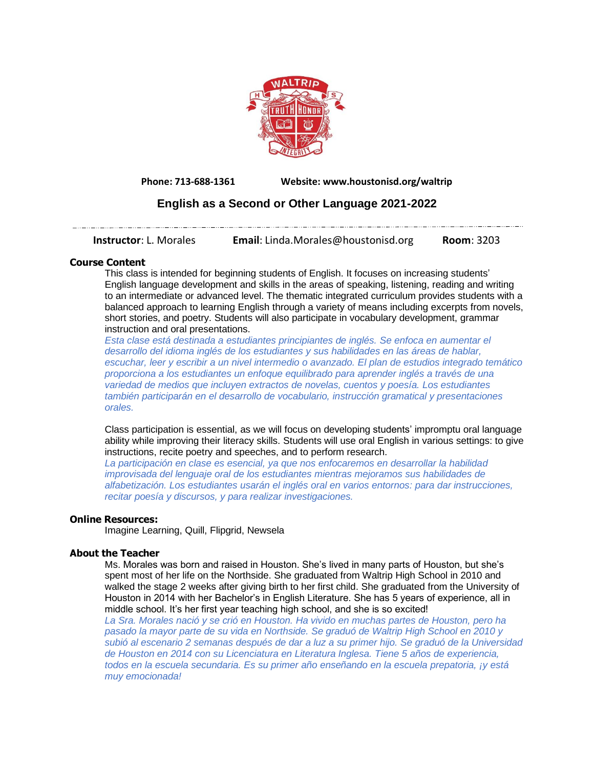Phone: 713-688-1361 Website: www.houstonisd.org/waltrip

# English as a Second or Other Language 2021-2022

**Instructor**: L. Morales **Email**: Linda.Morales@houstonisd.org **Room**: 3203

## Course Content

This class is intended for beginning students of English. It focuses on increasing students' English language development and skills in the areas of speaking, listening, reading and writing to an intermediate or advanced level. The thematic integrated curriculum provides students with a balanced approach to learning English through a variety of means including excerpts from novels, short stories, and poetry. Students will also participate in vocabulary development, grammar instruction and oral presentations.

*Esta clase está destinada a estudiantes principiantes de inglés. Se enfoca en aumentar el desarrollo del idioma inglés de los estudiantes y sus habilidades en las áreas de hablar, escuchar, leer y escribir a un nivel intermedio o avanzado. El plan de estudios integrado temático proporciona a los estudiantes un enfoque equilibrado para aprender inglés a través de una variedad de medios que incluyen extractos de novelas, cuentos y poesía. Los estudiantes también participarán en el desarrollo de vocabulario, instrucción gramatical y presentaciones orales.*

Class participation is essential, as we will focus on developing students' impromptu oral language ability while improving their literacy skills. Students will use oral English in various settings: to give instructions, recite poetry and speeches, and to perform research.

*La participación en clase es esencial, ya que nos enfocaremos en desarrollar la habilidad improvisada del lenguaje oral de los estudiantes mientras mejoramos sus habilidades de alfabetización. Los estudiantes usarán el inglés oral en varios entornos: para dar instrucciones, recitar poesía y discursos, y para realizar investigaciones.*

## Online Resources:

Imagine Learning, Quill, Flipgrid, Newsela

## About the Teacher

Ms. Morales was born and raised in Houston. She's lived in many parts of Houston, but she's spent most of her life on the Northside. She graduated from Waltrip High School in 2010 and walked the stage 2 weeks after giving birth to her first child. She graduated from the University of Houston in 2014 with her Bachelor's in English Literature. She has 5 years of experience, all in middle school. It's her first year teaching high school, and she is so excited!

*La Sra. Morales nació y se crió en Houston. Ha vivido en muchas partes de Houston, pero ha pasado la mayor parte de su vida en Northside. Se graduó de Waltrip High School en 2010 y subió al escenario 2 semanas después de dar a luz a su primer hijo. Se graduó de la Universidad de Houston en 2014 con su Licenciatura en Literatura Inglesa. Tiene 5 años de experiencia, todos en la escuela secundaria. Es su primer año enseñando en la escuela prepatoria, ¡y está muy emocionada!*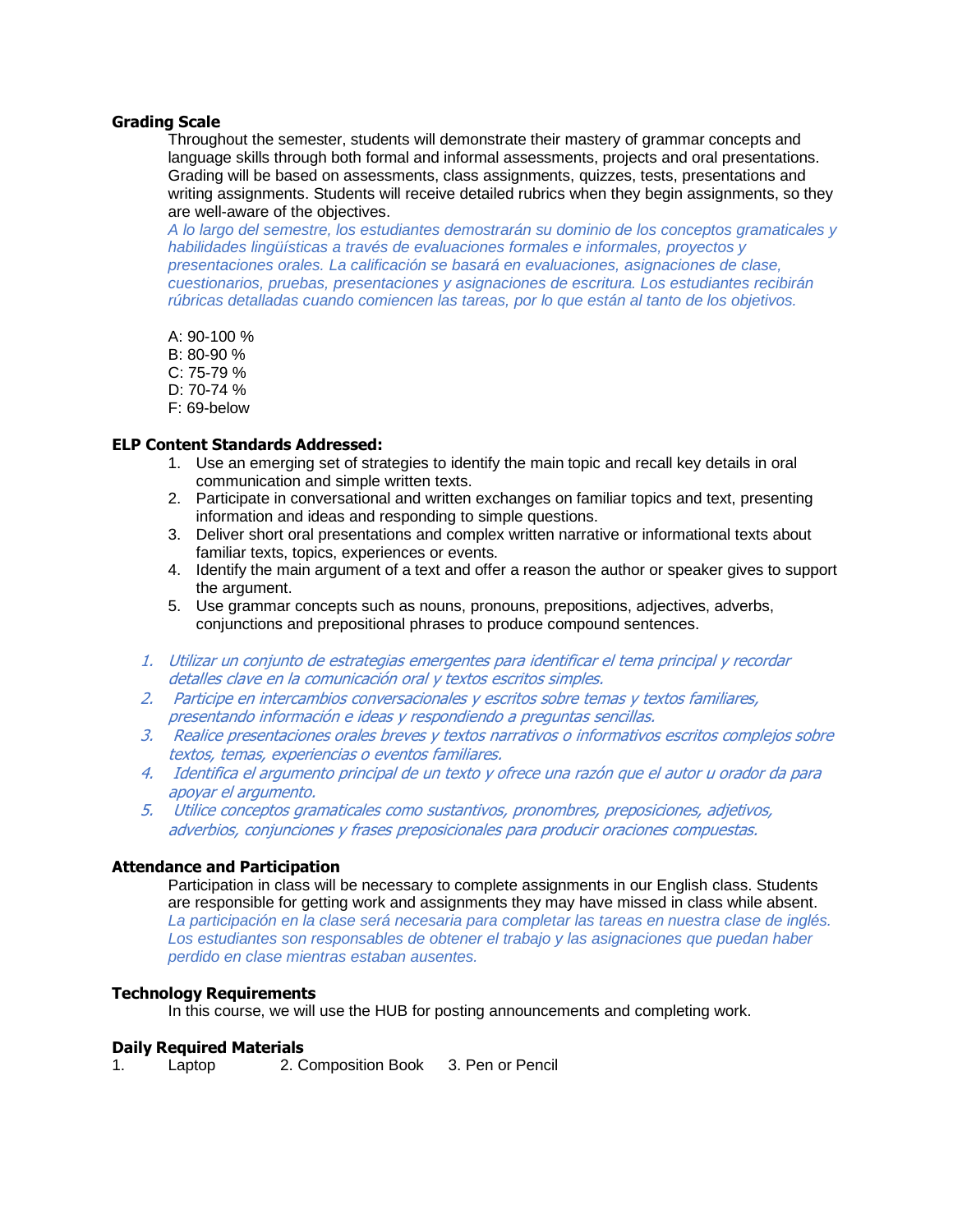### Grading Scale

Throughout the semester, students will demonstrate their mastery of grammar concepts and language skills through both formal and informal assessments, projects and oral presentations. Grading will be based on assessments, class assignments, quizzes, tests, presentations and writing assignments. Students will receive detailed rubrics when they begin assignments, so they are well-aware of the objectives.

*A lo largo del semestre, los estudiantes demostrarán su dominio de los conceptos gramaticales y habilidades lingüísticas a través de evaluaciones formales e informales, proyectos y presentaciones orales. La calificación se basará en evaluaciones, asignaciones de clase, cuestionarios, pruebas, presentaciones y asignaciones de escritura. Los estudiantes recibirán rúbricas detalladas cuando comiencen las tareas, por lo que están al tanto de los objetivos.*

A: 90-100 %
B: 80-90 %
C: 75-79 %
D: 70-74 %
F: 69-below

### ELP Content Standards Addressed:

1. Use an emerging set of strategies to identify the main topic and recall key details in oral communication and simple written texts.
2. Participate in conversational and written exchanges on familiar topics and text, presenting information and ideas and responding to simple questions.
3. Deliver short oral presentations and complex written narrative or informational texts about familiar texts, topics, experiences or events.
4. Identify the main argument of a text and offer a reason the author or speaker gives to support the argument.
5. Use grammar concepts such as nouns, pronouns, prepositions, adjectives, adverbs, conjunctions and prepositional phrases to produce compound sentences.

1. *Utilizar un conjunto de estrategias emergentes para identificar el tema principal y recordar detalles clave en la comunicación oral y textos escritos simples.*
2. *Participe en intercambios conversacionales y escritos sobre temas y textos familiares, presentando información e ideas y respondiendo a preguntas sencillas.*
3. *Realice presentaciones orales breves y textos narrativos o informativos escritos complejos sobre textos, temas, experiencias o eventos familiares.*
4. *Identifica el argumento principal de un texto y ofrece una razón que el autor u orador da para apoyar el argumento.*
5. *Utilice conceptos gramaticales como sustantivos, pronombres, preposiciones, adjetivos, adverbios, conjunciones y frases preposicionales para producir oraciones compuestas.*

### Attendance and Participation

Participation in class will be necessary to complete assignments in our English class. Students are responsible for getting work and assignments they may have missed in class while absent.

*La participación en la clase será necesaria para completar las tareas en nuestra clase de inglés. Los estudiantes son responsables de obtener el trabajo y las asignaciones que puedan haber perdido en clase mientras estaban ausentes.*

### Technology Requirements

In this course, we will use the HUB for posting announcements and completing work.

### Daily Required Materials

1. Laptop 2. Composition Book 3. Pen or Pencil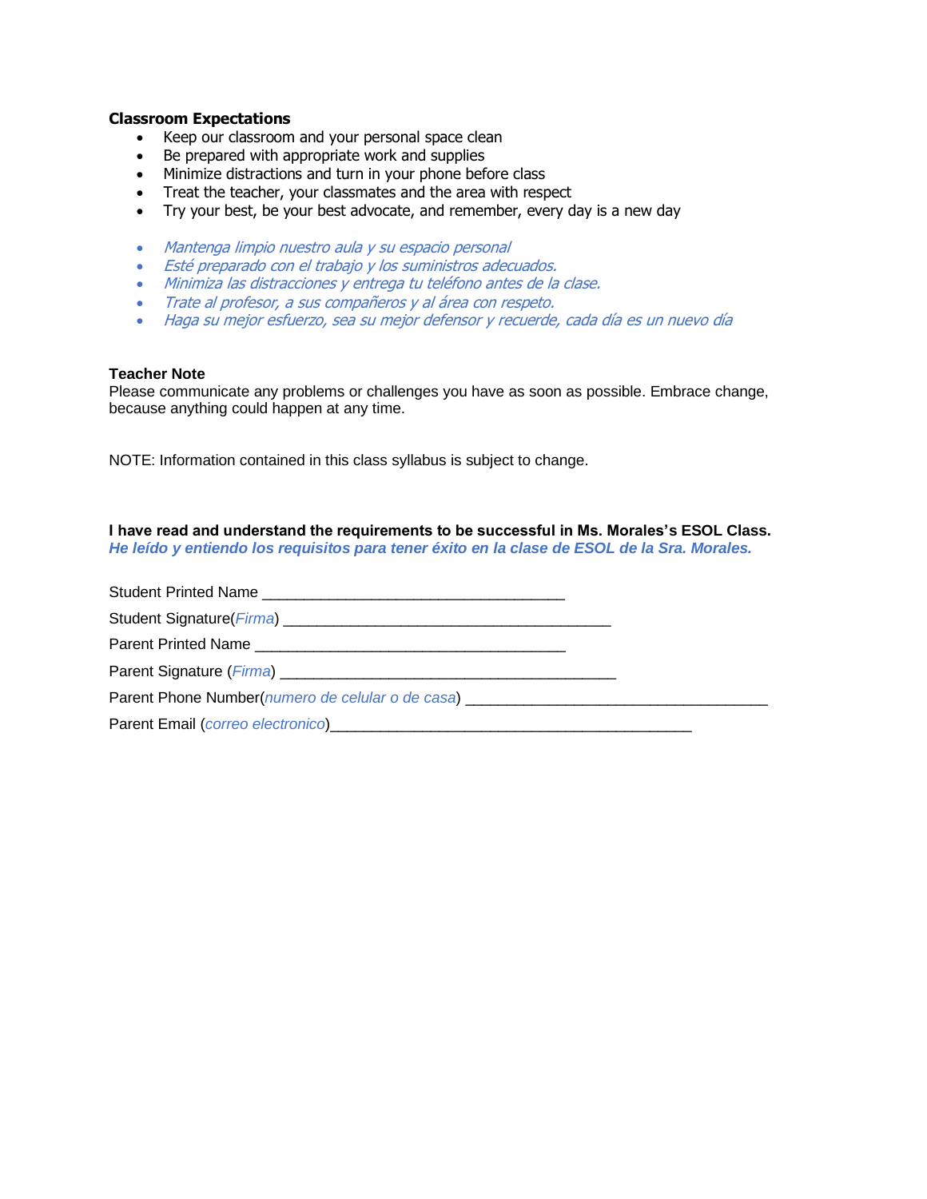**Classroom Expectations**

- Keep our classroom and your personal space clean
- Be prepared with appropriate work and supplies
- Minimize distractions and turn in your phone before class
- Treat the teacher, your classmates and the area with respect
- Try your best, be your best advocate, and remember, every day is a new day

- *Mantenga limpio nuestro aula y su espacio personal*
- *Esté preparado con el trabajo y los suministros adecuados.*
- *Minimiza las distracciones y entrega tu teléfono antes de la clase.*
- *Trate al profesor, a sus compañeros y al área con respeto.*
- *Haga su mejor esfuerzo, sea su mejor defensor y recuerde, cada día es un nuevo día*

**Teacher Note**

Please communicate any problems or challenges you have as soon as possible. Embrace change, because anything could happen at any time.

NOTE: Information contained in this class syllabus is subject to change.

**I have read and understand the requirements to be successful in Ms. Morales's ESOL Class.**
***He leído y entiendo los requisitos para tener éxito en la clase de ESOL de la Sra. Morales.***

Student Printed Name ___________________________________

Student Signature(*Firma*) _____________________________________

Parent Printed Name ____________________________________

Parent Signature (*Firma*) ______________________________________

Parent Phone Number(*numero de celular o de casa*) ___________________________________

Parent Email (*correo electronico*)__________________________________________